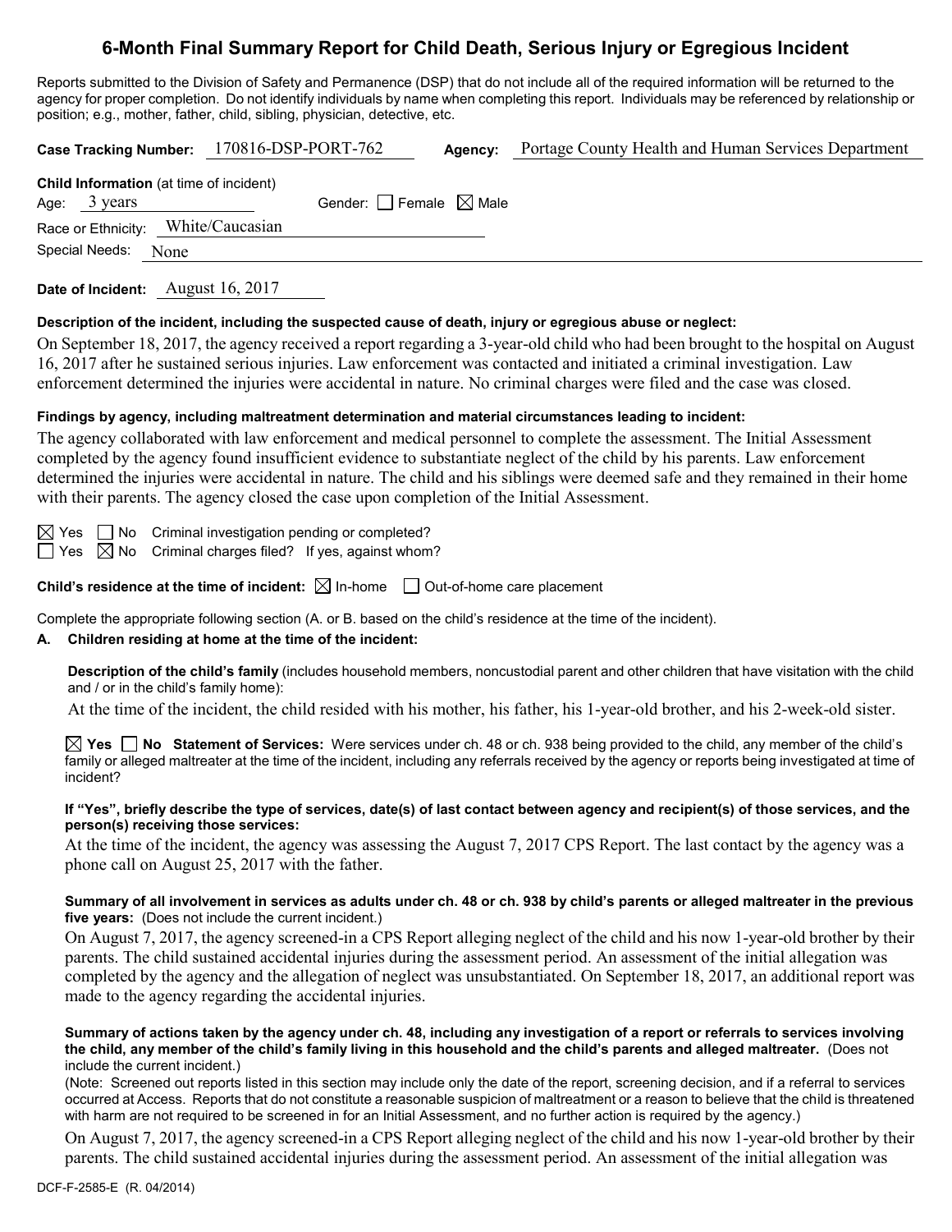# 6-Month Final Summary Report for Child Death, Serious Injury or Egregious Incident

Reports submitted to the Division of Safety and Permanence (DSP) that do not include all of the required information will be returned to the agency for proper completion. Do not identify individuals by name when completing this report. Individuals may be referenced by relationship or position; e.g., mother, father, child, sibling, physician, detective, etc.

**Case Tracking Number:** 170816-DSP-PORT-762 **Agency:** Portage County Health and Human Services Department

**Child Information** (at time of incident)

Age: 3 years Gender: ☐ Female ☒ Male

Race or Ethnicity: White/Caucasian

Special Needs: None

**Date of Incident:** August 16, 2017

**Description of the incident, including the suspected cause of death, injury or egregious abuse or neglect:**

On September 18, 2017, the agency received a report regarding a 3-year-old child who had been brought to the hospital on August 16, 2017 after he sustained serious injuries. Law enforcement was contacted and initiated a criminal investigation. Law enforcement determined the injuries were accidental in nature. No criminal charges were filed and the case was closed.

**Findings by agency, including maltreatment determination and material circumstances leading to incident:**

The agency collaborated with law enforcement and medical personnel to complete the assessment. The Initial Assessment completed by the agency found insufficient evidence to substantiate neglect of the child by his parents. Law enforcement determined the injuries were accidental in nature. The child and his siblings were deemed safe and they remained in their home with their parents. The agency closed the case upon completion of the Initial Assessment.

☒ Yes ☐ No Criminal investigation pending or completed?

☐ Yes ☒ No Criminal charges filed? If yes, against whom?

**Child's residence at the time of incident:** ☒ In-home ☐ Out-of-home care placement

Complete the appropriate following section (A. or B. based on the child's residence at the time of the incident).

**A. Children residing at home at the time of the incident:**

**Description of the child's family** (includes household members, noncustodial parent and other children that have visitation with the child and / or in the child's family home):

At the time of the incident, the child resided with his mother, his father, his 1-year-old brother, and his 2-week-old sister.

☒ **Yes** ☐ **No Statement of Services:** Were services under ch. 48 or ch. 938 being provided to the child, any member of the child's family or alleged maltreater at the time of the incident, including any referrals received by the agency or reports being investigated at time of incident?

**If "Yes", briefly describe the type of services, date(s) of last contact between agency and recipient(s) of those services, and the person(s) receiving those services:**

At the time of the incident, the agency was assessing the August 7, 2017 CPS Report. The last contact by the agency was a phone call on August 25, 2017 with the father.

**Summary of all involvement in services as adults under ch. 48 or ch. 938 by child's parents or alleged maltreater in the previous five years:** (Does not include the current incident.)

On August 7, 2017, the agency screened-in a CPS Report alleging neglect of the child and his now 1-year-old brother by their parents. The child sustained accidental injuries during the assessment period. An assessment of the initial allegation was completed by the agency and the allegation of neglect was unsubstantiated. On September 18, 2017, an additional report was made to the agency regarding the accidental injuries.

**Summary of actions taken by the agency under ch. 48, including any investigation of a report or referrals to services involving the child, any member of the child's family living in this household and the child's parents and alleged maltreater.** (Does not include the current incident.)

(Note: Screened out reports listed in this section may include only the date of the report, screening decision, and if a referral to services occurred at Access. Reports that do not constitute a reasonable suspicion of maltreatment or a reason to believe that the child is threatened with harm are not required to be screened in for an Initial Assessment, and no further action is required by the agency.)

On August 7, 2017, the agency screened-in a CPS Report alleging neglect of the child and his now 1-year-old brother by their parents. The child sustained accidental injuries during the assessment period. An assessment of the initial allegation was

DCF-F-2585-E (R. 04/2014)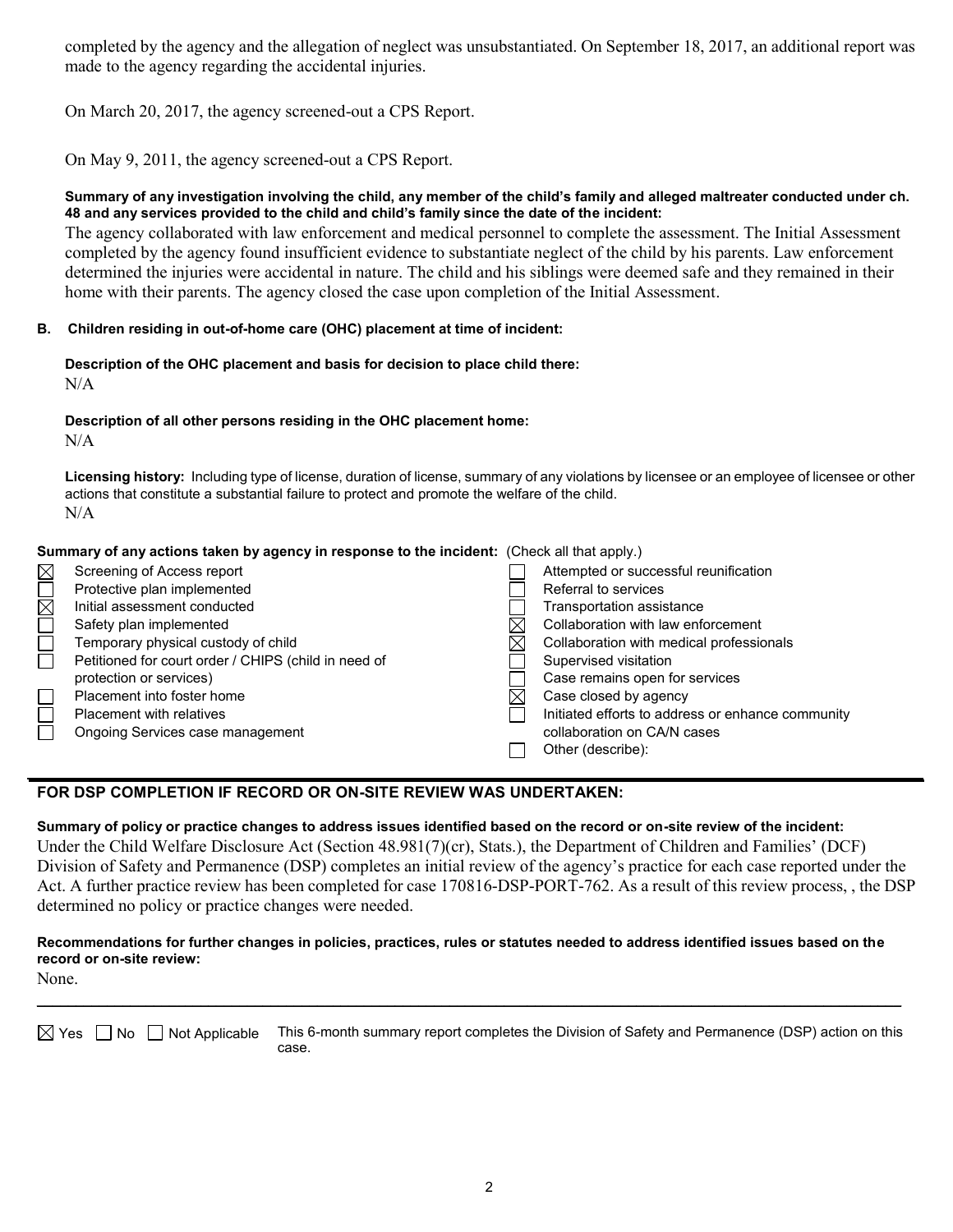completed by the agency and the allegation of neglect was unsubstantiated. On September 18, 2017, an additional report was made to the agency regarding the accidental injuries.

On March 20, 2017, the agency screened-out a CPS Report.

On May 9, 2011, the agency screened-out a CPS Report.

**Summary of any investigation involving the child, any member of the child's family and alleged maltreater conducted under ch. 48 and any services provided to the child and child's family since the date of the incident:**

The agency collaborated with law enforcement and medical personnel to complete the assessment. The Initial Assessment completed by the agency found insufficient evidence to substantiate neglect of the child by his parents. Law enforcement determined the injuries were accidental in nature. The child and his siblings were deemed safe and they remained in their home with their parents. The agency closed the case upon completion of the Initial Assessment.

**B. Children residing in out-of-home care (OHC) placement at time of incident:**

**Description of the OHC placement and basis for decision to place child there:**
N/A

**Description of all other persons residing in the OHC placement home:**
N/A

**Licensing history:** Including type of license, duration of license, summary of any violations by licensee or an employee of licensee or other actions that constitute a substantial failure to protect and promote the welfare of the child.
N/A

**Summary of any actions taken by agency in response to the incident:** (Check all that apply.)

- ☒ Screening of Access report
- ☐ Protective plan implemented
- ☒ Initial assessment conducted
- ☐ Safety plan implemented
- ☐ Temporary physical custody of child
- ☐ Petitioned for court order / CHIPS (child in need of protection or services)
- ☐ Placement into foster home
- ☐ Placement with relatives
- ☐ Ongoing Services case management
- ☐ Attempted or successful reunification
- ☐ Referral to services
- ☐ Transportation assistance
- ☒ Collaboration with law enforcement
- ☒ Collaboration with medical professionals
- ☐ Supervised visitation
- ☐ Case remains open for services
- ☒ Case closed by agency
- ☐ Initiated efforts to address or enhance community collaboration on CA/N cases
- ☐ Other (describe):

## FOR DSP COMPLETION IF RECORD OR ON-SITE REVIEW WAS UNDERTAKEN:

**Summary of policy or practice changes to address issues identified based on the record or on-site review of the incident:**

Under the Child Welfare Disclosure Act (Section 48.981(7)(cr), Stats.), the Department of Children and Families' (DCF) Division of Safety and Permanence (DSP) completes an initial review of the agency's practice for each case reported under the Act. A further practice review has been completed for case 170816-DSP-PORT-762. As a result of this review process, , the DSP determined no policy or practice changes were needed.

**Recommendations for further changes in policies, practices, rules or statutes needed to address identified issues based on the record or on-site review:**

None.

☒ Yes ☐ No ☐ Not Applicable This 6-month summary report completes the Division of Safety and Permanence (DSP) action on this case.